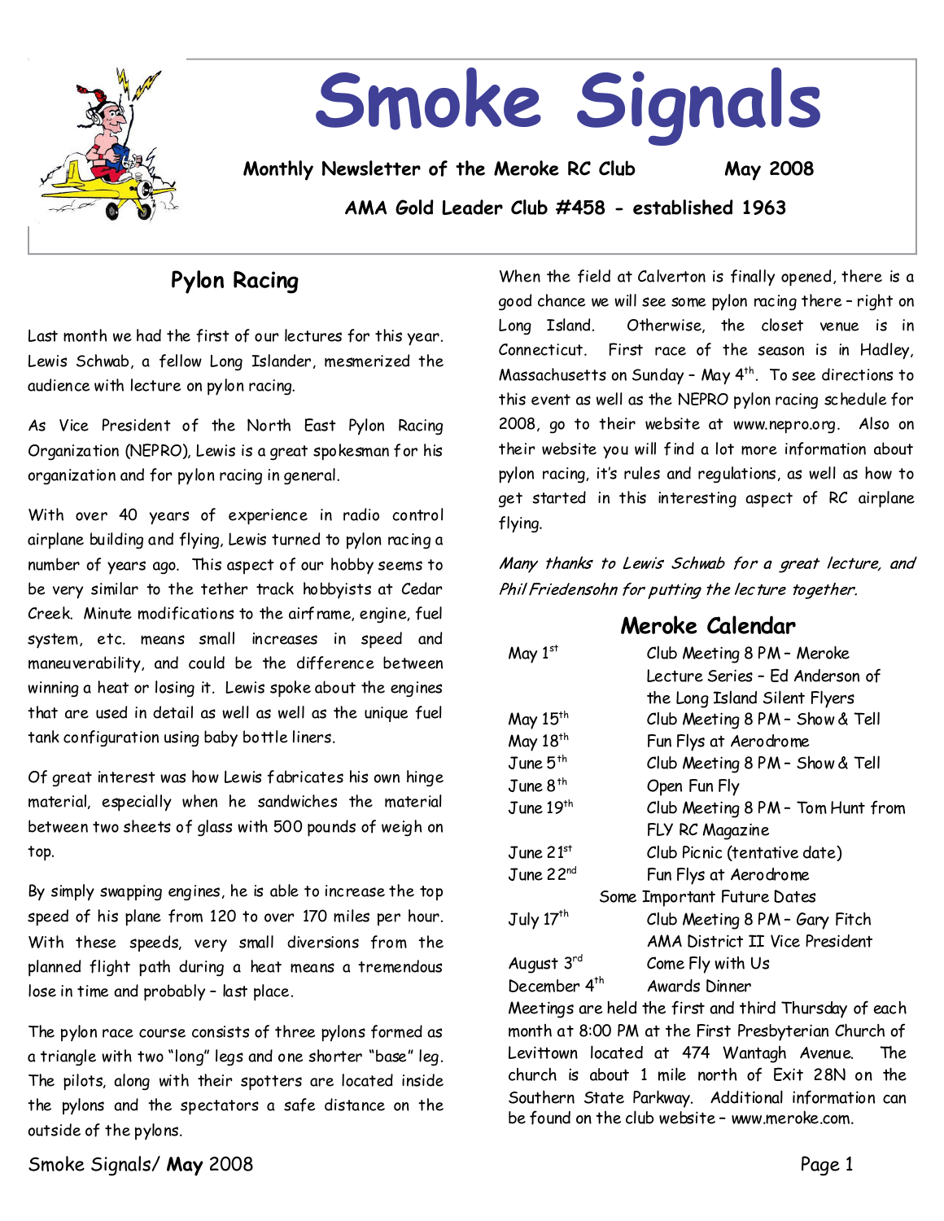# Smoke Signals

**Monthly Newsletter of the Meroke RC Club** **May 2008**

**AMA Gold Leader Club #458 - established 1963**

## Pylon Racing

Last month we had the first of our lectures for this year. Lewis Schwab, a fellow Long Islander, mesmerized the audience with lecture on pylon racing.

As Vice President of the North East Pylon Racing Organization (NEPRO), Lewis is a great spokesman for his organization and for pylon racing in general.

With over 40 years of experience in radio control airplane building and flying, Lewis turned to pylon racing a number of years ago. This aspect of our hobby seems to be very similar to the tether track hobbyists at Cedar Creek. Minute modifications to the airframe, engine, fuel system, etc. means small increases in speed and maneuverability, and could be the difference between winning a heat or losing it. Lewis spoke about the engines that are used in detail as well as well as the unique fuel tank configuration using baby bottle liners.

Of great interest was how Lewis fabricates his own hinge material, especially when he sandwiches the material between two sheets of glass with 500 pounds of weigh on top.

By simply swapping engines, he is able to increase the top speed of his plane from 120 to over 170 miles per hour. With these speeds, very small diversions from the planned flight path during a heat means a tremendous lose in time and probably – last place.

The pylon race course consists of three pylons formed as a triangle with two "long" legs and one shorter "base" leg. The pilots, along with their spotters are located inside the pylons and the spectators a safe distance on the outside of the pylons.

When the field at Calverton is finally opened, there is a good chance we will see some pylon racing there – right on Long Island. Otherwise, the closet venue is in Connecticut. First race of the season is in Hadley, Massachusetts on Sunday – May 4th. To see directions to this event as well as the NEPRO pylon racing schedule for 2008, go to their website at www.nepro.org. Also on their website you will find a lot more information about pylon racing, it's rules and regulations, as well as how to get started in this interesting aspect of RC airplane flying.

*Many thanks to Lewis Schwab for a great lecture, and Phil Friedensohn for putting the lecture together.*

## Meroke Calendar

| Date | Event |
|---|---|
| May 1st | Club Meeting 8 PM – Meroke Lecture Series – Ed Anderson of the Long Island Silent Flyers |
| May 15th | Club Meeting 8 PM – Show & Tell |
| May 18th | Fun Flys at Aerodrome |
| June 5th | Club Meeting 8 PM – Show & Tell |
| June 8th | Open Fun Fly |
| June 19th | Club Meeting 8 PM – Tom Hunt from FLY RC Magazine |
| June 21st | Club Picnic (tentative date) |
| June 22nd | Fun Flys at Aerodrome |
| | **Some Important Future Dates** |
| July 17th | Club Meeting 8 PM – Gary Fitch AMA District II Vice President |
| August 3rd | Come Fly with Us |
| December 4th | Awards Dinner |

Meetings are held the first and third Thursday of each month at 8:00 PM at the First Presbyterian Church of Levittown located at 474 Wantagh Avenue. The church is about 1 mile north of Exit 28N on the Southern State Parkway. Additional information can be found on the club website – www.meroke.com.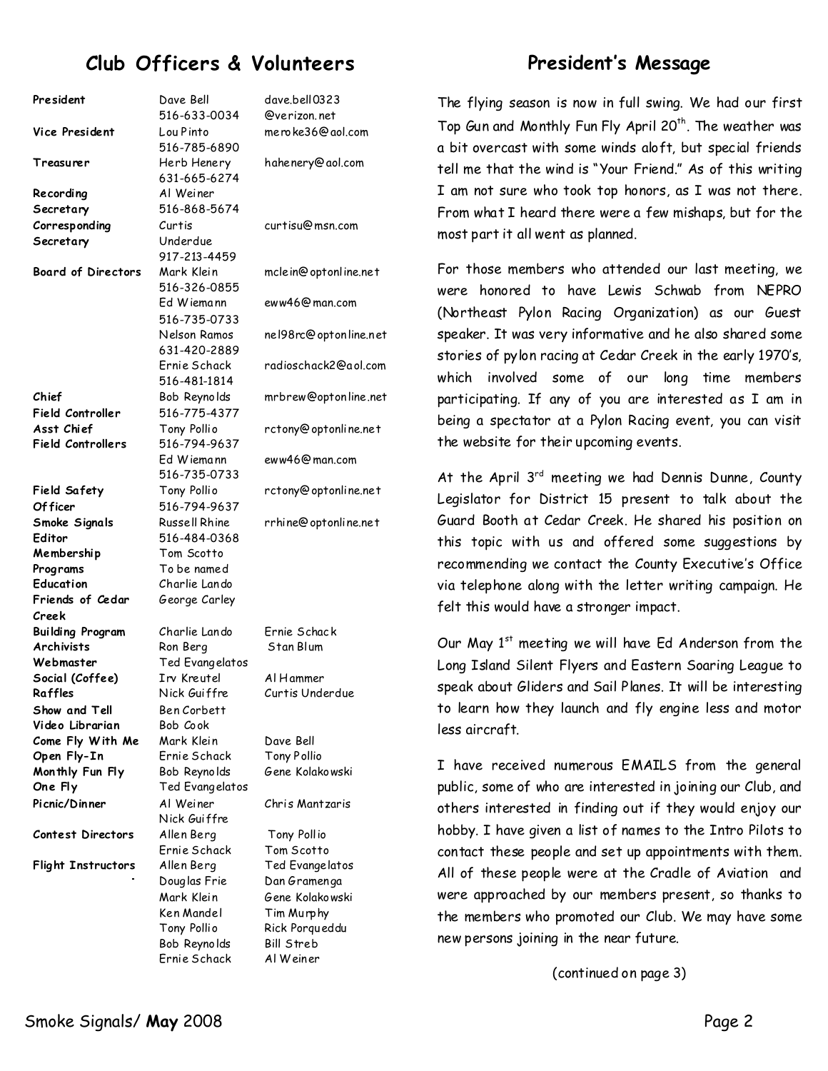## Club Officers & Volunteers

| | | |
|---|---|---|
| **President** | Dave Bell<br>516-633-0034 | dave.bell0323<br>@verizon.net |
| **Vice President** | Lou Pinto<br>516-785-6890 | meroke36@aol.com |
| **Treasurer** | Herb Henery<br>631-665-6274 | hahenery@aol.com |
| **Recording Secretary** | Al Weiner<br>516-868-5674 | |
| **Corresponding Secretary** | Curtis Underdue<br>917-213-4459 | curtisu@msn.com |
| **Board of Directors** | Mark Klein<br>516-326-0855 | mclein@optonline.net |
| | Ed Wiemann<br>516-735-0733 | eww46@man.com |
| | Nelson Ramos<br>631-420-2889 | nel98rc@optonline.net |
| | Ernie Schack<br>516-481-1814 | radioschack2@aol.com |
| **Chief Field Controller** | Bob Reynolds<br>516-775-4377 | mrbrew@optonline.net |
| **Asst Chief Field Controllers** | Tony Pollio<br>516-794-9637 | rctony@optonline.net |
| | Ed Wiemann<br>516-735-0733 | eww46@man.com |
| **Field Safety Officer** | Tony Pollio<br>516-794-9637 | rctony@optonline.net |
| **Smoke Signals Editor** | Russell Rhine<br>516-484-0368 | rrhine@optonline.net |
| **Membership** | Tom Scotto | |
| **Programs** | To be named | |
| **Education** | Charlie Lando | |
| **Friends of Cedar Creek** | George Carley | |
| **Building Program** | Charlie Lando | Ernie Schack |
| **Archivists** | Ron Berg | Stan Blum |
| **Webmaster** | Ted Evangelatos | |
| **Social (Coffee)** | Irv Kreutel | Al Hammer |
| **Raffles** | Nick Guiffre | Curtis Underdue |
| **Show and Tell** | Ben Corbett | |
| **Video Librarian** | Bob Cook | |
| **Come Fly With Me** | Mark Klein | Dave Bell |
| **Open Fly-In** | Ernie Schack | Tony Pollio |
| **Monthly Fun Fly** | Bob Reynolds | Gene Kolakowski |
| **One Fly** | Ted Evangelatos | |
| **Picnic/Dinner** | Al Weiner<br>Nick Guiffre | Chris Mantzaris |
| **Contest Directors** | Allen Berg<br>Ernie Schack | Tony Pollio<br>Tom Scotto |
| **Flight Instructors** | Allen Berg<br>Douglas Frie<br>Mark Klein<br>Ken Mandel<br>Tony Pollio<br>Bob Reynolds<br>Ernie Schack | Ted Evangelatos<br>Dan Gramenga<br>Gene Kolakowski<br>Tim Murphy<br>Rick Porqueddu<br>Bill Streb<br>Al Weiner |

## President's Message

The flying season is now in full swing. We had our first Top Gun and Monthly Fun Fly April 20th. The weather was a bit overcast with some winds aloft, but special friends tell me that the wind is "Your Friend." As of this writing I am not sure who took top honors, as I was not there. From what I heard there were a few mishaps, but for the most part it all went as planned.

For those members who attended our last meeting, we were honored to have Lewis Schwab from NEPRO (Northeast Pylon Racing Organization) as our Guest speaker. It was very informative and he also shared some stories of pylon racing at Cedar Creek in the early 1970's, which involved some of our long time members participating. If any of you are interested as I am in being a spectator at a Pylon Racing event, you can visit the website for their upcoming events.

At the April 3rd meeting we had Dennis Dunne, County Legislator for District 15 present to talk about the Guard Booth at Cedar Creek. He shared his position on this topic with us and offered some suggestions by recommending we contact the County Executive's Office via telephone along with the letter writing campaign. He felt this would have a stronger impact.

Our May 1st meeting we will have Ed Anderson from the Long Island Silent Flyers and Eastern Soaring League to speak about Gliders and Sail Planes. It will be interesting to learn how they launch and fly engine less and motor less aircraft.

I have received numerous EMAILS from the general public, some of who are interested in joining our Club, and others interested in finding out if they would enjoy our hobby. I have given a list of names to the Intro Pilots to contact these people and set up appointments with them. All of these people were at the Cradle of Aviation and were approached by our members present, so thanks to the members who promoted our Club. We may have some new persons joining in the near future.

(continued on page 3)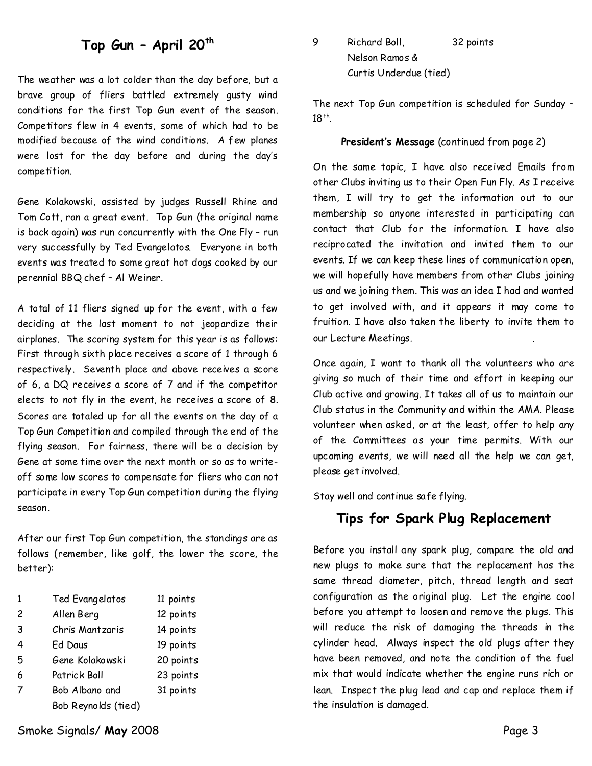## Top Gun – April 20th

The weather was a lot colder than the day before, but a brave group of fliers battled extremely gusty wind conditions for the first Top Gun event of the season. Competitors flew in 4 events, some of which had to be modified because of the wind conditions. A few planes were lost for the day before and during the day's competition.

Gene Kolakowski, assisted by judges Russell Rhine and Tom Cott, ran a great event. Top Gun (the original name is back again) was run concurrently with the One Fly – run very successfully by Ted Evangelatos. Everyone in both events was treated to some great hot dogs cooked by our perennial BBQ chef – Al Weiner.

A total of 11 fliers signed up for the event, with a few deciding at the last moment to not jeopardize their airplanes. The scoring system for this year is as follows: First through sixth place receives a score of 1 through 6 respectively. Seventh place and above receives a score of 6, a DQ receives a score of 7 and if the competitor elects to not fly in the event, he receives a score of 8. Scores are totaled up for all the events on the day of a Top Gun Competition and compiled through the end of the flying season. For fairness, there will be a decision by Gene at some time over the next month or so as to write-off some low scores to compensate for fliers who can not participate in every Top Gun competition during the flying season.

After our first Top Gun competition, the standings are as follows (remember, like golf, the lower the score, the better):

| | | |
|---|---|---|
| 1 | Ted Evangelatos | 11 points |
| 2 | Allen Berg | 12 points |
| 3 | Chris Mantzaris | 14 points |
| 4 | Ed Daus | 19 points |
| 5 | Gene Kolakowski | 20 points |
| 6 | Patrick Boll | 23 points |
| 7 | Bob Albano and Bob Reynolds (tied) | 31 points |
| 9 | Richard Boll, Nelson Ramos & Curtis Underdue (tied) | 32 points |

The next Top Gun competition is scheduled for Sunday – 18th.

**President's Message** (continued from page 2)

On the same topic, I have also received Emails from other Clubs inviting us to their Open Fun Fly. As I receive them, I will try to get the information out to our membership so anyone interested in participating can contact that Club for the information. I have also reciprocated the invitation and invited them to our events. If we can keep these lines of communication open, we will hopefully have members from other Clubs joining us and we joining them. This was an idea I had and wanted to get involved with, and it appears it may come to fruition. I have also taken the liberty to invite them to our Lecture Meetings.

Once again, I want to thank all the volunteers who are giving so much of their time and effort in keeping our Club active and growing. It takes all of us to maintain our Club status in the Community and within the AMA. Please volunteer when asked, or at the least, offer to help any of the Committees as your time permits. With our upcoming events, we will need all the help we can get, please get involved.

Stay well and continue safe flying.

## Tips for Spark Plug Replacement

Before you install any spark plug, compare the old and new plugs to make sure that the replacement has the same thread diameter, pitch, thread length and seat configuration as the original plug. Let the engine cool before you attempt to loosen and remove the plugs. This will reduce the risk of damaging the threads in the cylinder head. Always inspect the old plugs after they have been removed, and note the condition of the fuel mix that would indicate whether the engine runs rich or lean. Inspect the plug lead and cap and replace them if the insulation is damaged.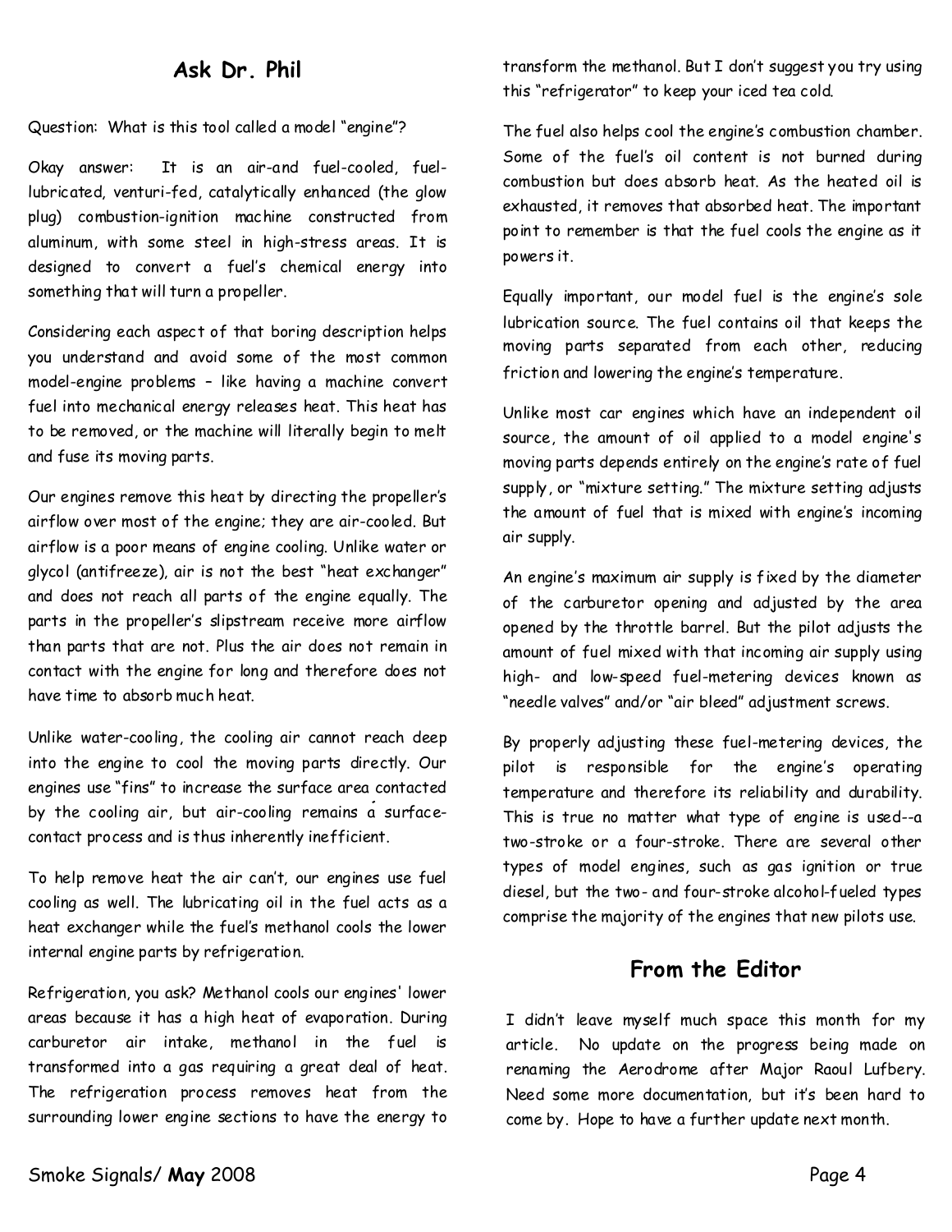## Ask Dr. Phil

Question: What is this tool called a model "engine"?

Okay answer: It is an air-and fuel-cooled, fuel-lubricated, venturi-fed, catalytically enhanced (the glow plug) combustion-ignition machine constructed from aluminum, with some steel in high-stress areas. It is designed to convert a fuel's chemical energy into something that will turn a propeller.

Considering each aspect of that boring description helps you understand and avoid some of the most common model-engine problems – like having a machine convert fuel into mechanical energy releases heat. This heat has to be removed, or the machine will literally begin to melt and fuse its moving parts.

Our engines remove this heat by directing the propeller's airflow over most of the engine; they are air-cooled. But airflow is a poor means of engine cooling. Unlike water or glycol (antifreeze), air is not the best "heat exchanger" and does not reach all parts of the engine equally. The parts in the propeller's slipstream receive more airflow than parts that are not. Plus the air does not remain in contact with the engine for long and therefore does not have time to absorb much heat.

Unlike water-cooling, the cooling air cannot reach deep into the engine to cool the moving parts directly. Our engines use "fins" to increase the surface area contacted by the cooling air, but air-cooling remains a surface-contact process and is thus inherently inefficient.

To help remove heat the air can't, our engines use fuel cooling as well. The lubricating oil in the fuel acts as a heat exchanger while the fuel's methanol cools the lower internal engine parts by refrigeration.

Refrigeration, you ask? Methanol cools our engines' lower areas because it has a high heat of evaporation. During carburetor air intake, methanol in the fuel is transformed into a gas requiring a great deal of heat. The refrigeration process removes heat from the surrounding lower engine sections to have the energy to transform the methanol. But I don't suggest you try using this "refrigerator" to keep your iced tea cold.

The fuel also helps cool the engine's combustion chamber. Some of the fuel's oil content is not burned during combustion but does absorb heat. As the heated oil is exhausted, it removes that absorbed heat. The important point to remember is that the fuel cools the engine as it powers it.

Equally important, our model fuel is the engine's sole lubrication source. The fuel contains oil that keeps the moving parts separated from each other, reducing friction and lowering the engine's temperature.

Unlike most car engines which have an independent oil source, the amount of oil applied to a model engine's moving parts depends entirely on the engine's rate of fuel supply, or "mixture setting." The mixture setting adjusts the amount of fuel that is mixed with engine's incoming air supply.

An engine's maximum air supply is fixed by the diameter of the carburetor opening and adjusted by the area opened by the throttle barrel. But the pilot adjusts the amount of fuel mixed with that incoming air supply using high- and low-speed fuel-metering devices known as "needle valves" and/or "air bleed" adjustment screws.

By properly adjusting these fuel-metering devices, the pilot is responsible for the engine's operating temperature and therefore its reliability and durability. This is true no matter what type of engine is used--a two-stroke or a four-stroke. There are several other types of model engines, such as gas ignition or true diesel, but the two- and four-stroke alcohol-fueled types comprise the majority of the engines that new pilots use.

## From the Editor

I didn't leave myself much space this month for my article. No update on the progress being made on renaming the Aerodrome after Major Raoul Lufbery. Need some more documentation, but it's been hard to come by. Hope to have a further update next month.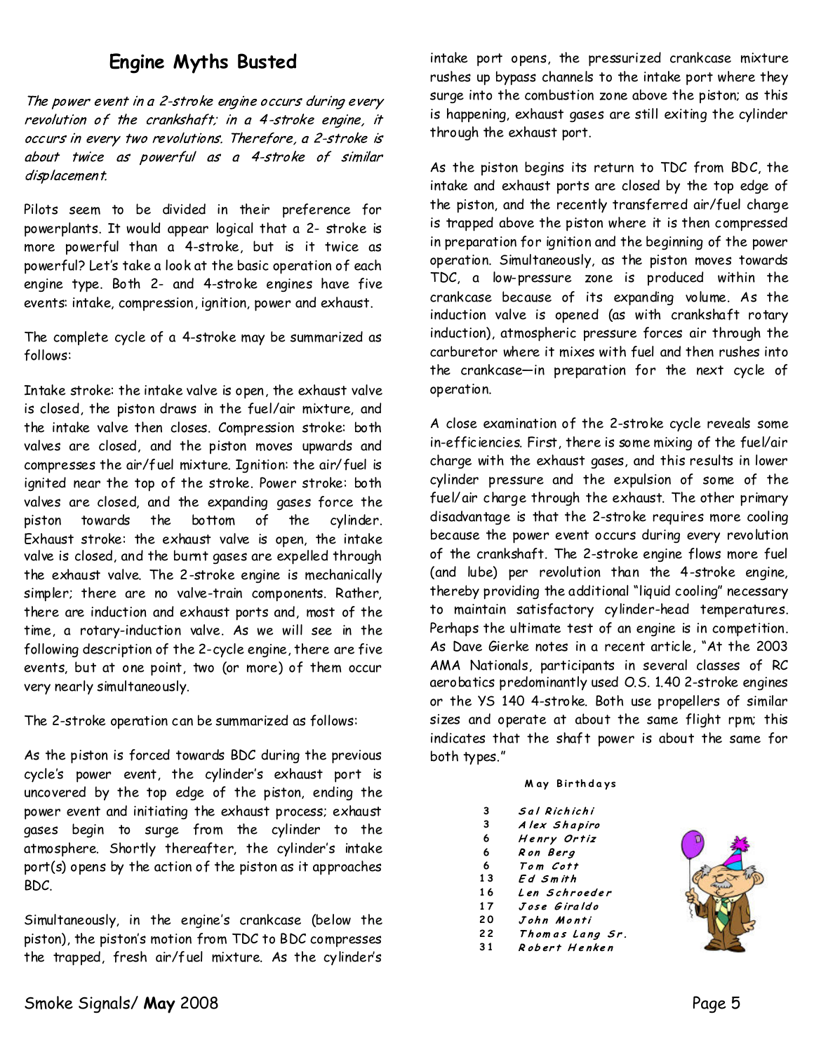## Engine Myths Busted

*The power event in a 2-stroke engine occurs during every revolution of the crankshaft; in a 4-stroke engine, it occurs in every two revolutions. Therefore, a 2-stroke is about twice as powerful as a 4-stroke of similar displacement.*

Pilots seem to be divided in their preference for powerplants. It would appear logical that a 2- stroke is more powerful than a 4-stroke, but is it twice as powerful? Let's take a look at the basic operation of each engine type. Both 2- and 4-stroke engines have five events: intake, compression, ignition, power and exhaust.

The complete cycle of a 4-stroke may be summarized as follows:

Intake stroke: the intake valve is open, the exhaust valve is closed, the piston draws in the fuel/air mixture, and the intake valve then closes. Compression stroke: both valves are closed, and the piston moves upwards and compresses the air/fuel mixture. Ignition: the air/fuel is ignited near the top of the stroke. Power stroke: both valves are closed, and the expanding gases force the piston towards the bottom of the cylinder. Exhaust stroke: the exhaust valve is open, the intake valve is closed, and the burnt gases are expelled through the exhaust valve. The 2-stroke engine is mechanically simpler; there are no valve-train components. Rather, there are induction and exhaust ports and, most of the time, a rotary-induction valve. As we will see in the following description of the 2-cycle engine, there are five events, but at one point, two (or more) of them occur very nearly simultaneously.

The 2-stroke operation can be summarized as follows:

As the piston is forced towards BDC during the previous cycle's power event, the cylinder's exhaust port is uncovered by the top edge of the piston, ending the power event and initiating the exhaust process; exhaust gases begin to surge from the cylinder to the atmosphere. Shortly thereafter, the cylinder's intake port(s) opens by the action of the piston as it approaches BDC.

Simultaneously, in the engine's crankcase (below the piston), the piston's motion from TDC to BDC compresses the trapped, fresh air/fuel mixture. As the cylinder's intake port opens, the pressurized crankcase mixture rushes up bypass channels to the intake port where they surge into the combustion zone above the piston; as this is happening, exhaust gases are still exiting the cylinder through the exhaust port.

As the piston begins its return to TDC from BDC, the intake and exhaust ports are closed by the top edge of the piston, and the recently transferred air/fuel charge is trapped above the piston where it is then compressed in preparation for ignition and the beginning of the power operation. Simultaneously, as the piston moves towards TDC, a low-pressure zone is produced within the crankcase because of its expanding volume. As the induction valve is opened (as with crankshaft rotary induction), atmospheric pressure forces air through the carburetor where it mixes with fuel and then rushes into the crankcase—in preparation for the next cycle of operation.

A close examination of the 2-stroke cycle reveals some in-efficiencies. First, there is some mixing of the fuel/air charge with the exhaust gases, and this results in lower cylinder pressure and the expulsion of some of the fuel/air charge through the exhaust. The other primary disadvantage is that the 2-stroke requires more cooling because the power event occurs during every revolution of the crankshaft. The 2-stroke engine flows more fuel (and lube) per revolution than the 4-stroke engine, thereby providing the additional "liquid cooling" necessary to maintain satisfactory cylinder-head temperatures. Perhaps the ultimate test of an engine is in competition. As Dave Gierke notes in a recent article, "At the 2003 AMA Nationals, participants in several classes of RC aerobatics predominantly used O.S. 1.40 2-stroke engines or the YS 140 4-stroke. Both use propellers of similar sizes and operate at about the same flight rpm; this indicates that the shaft power is about the same for both types."

**May Birthdays**

| | |
|---|---|
| 3 | *Sal Richichi* |
| 3 | *Alex Shapiro* |
| 6 | *Henry Ortiz* |
| 6 | *Ron Berg* |
| 6 | *Tom Cott* |
| 13 | *Ed Smith* |
| 16 | *Len Schroeder* |
| 17 | *Jose Giraldo* |
| 20 | *John Monti* |
| 22 | *Thomas Lang Sr.* |
| 31 | *Robert Henken* |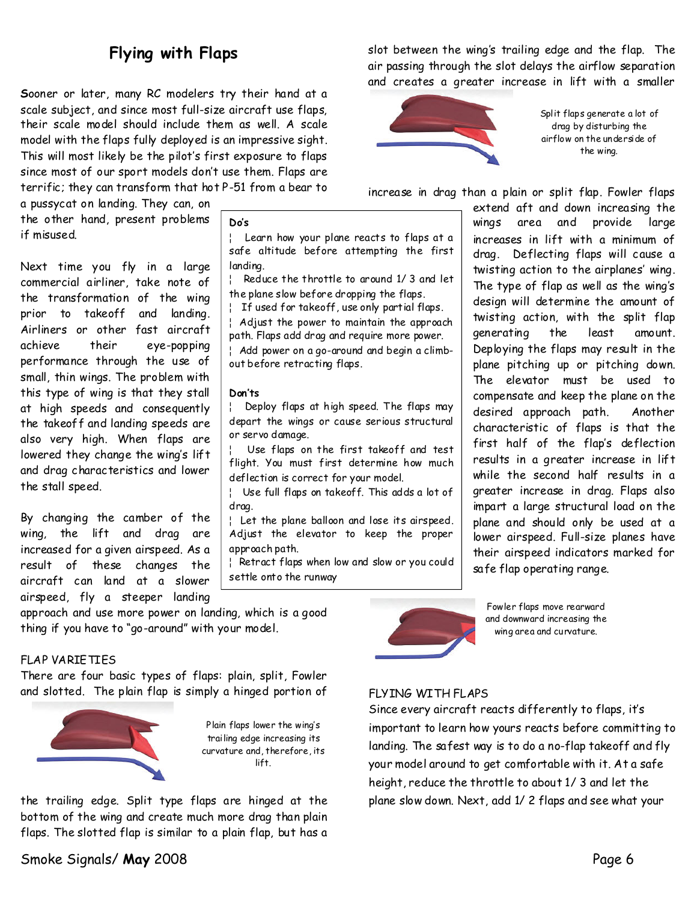# Flying with Flaps

Sooner or later, many RC modelers try their hand at a scale subject, and since most full-size aircraft use flaps, their scale model should include them as well. A scale model with the flaps fully deployed is an impressive sight. This will most likely be the pilot's first exposure to flaps since most of our sport models don't use them. Flaps are terrific; they can transform that hot P-51 from a bear to a pussycat on landing. They can, on the other hand, present problems if misused.

Next time you fly in a large commercial airliner, take note of the transformation of the wing prior to takeoff and landing. Airliners or other fast aircraft achieve their eye-popping performance through the use of small, thin wings. The problem with this type of wing is that they stall at high speeds and consequently the takeoff and landing speeds are also very high. When flaps are lowered they change the wing's lift and drag characteristics and lower the stall speed.

By changing the camber of the wing, the lift and drag are increased for a given airspeed. As a result of these changes the aircraft can land at a slower airspeed, fly a steeper landing approach and use more power on landing, which is a good thing if you have to "go-around" with your model.

**Do's**

- Learn how your plane reacts to flaps at a safe altitude before attempting the first landing.
- Reduce the throttle to around 1/3 and let the plane slow before dropping the flaps.
- If used for takeoff, use only partial flaps.
- Adjust the power to maintain the approach path. Flaps add drag and require more power.
- Add power on a go-around and begin a climb-out before retracting flaps.

**Don'ts**

- Deploy flaps at high speed. The flaps may depart the wings or cause serious structural or servo damage.
- Use flaps on the first takeoff and test flight. You must first determine how much deflection is correct for your model.
- Use full flaps on takeoff. This adds a lot of drag.
- Let the plane balloon and lose its airspeed. Adjust the elevator to keep the proper approach path.
- Retract flaps when low and slow or you could settle onto the runway

FLAP VARIETIES

There are four basic types of flaps: plain, split, Fowler and slotted. The plain flap is simply a hinged portion of the trailing edge. Split type flaps are hinged at the bottom of the wing and create much more drag than plain flaps. The slotted flap is similar to a plain flap, but has a slot between the wing's trailing edge and the flap. The air passing through the slot delays the airflow separation and creates a greater increase in lift with a smaller increase in drag than a plain or split flap. Fowler flaps extend aft and down increasing the wings area and provide large increases in lift with a minimum of drag. Deflecting flaps will cause a twisting action to the airplanes' wing. The type of flap as well as the wing's design will determine the amount of twisting action, with the split flap generating the least amount. Deploying the flaps may result in the plane pitching up or pitching down. The elevator must be used to compensate and keep the plane on the desired approach path. Another characteristic of flaps is that the first half of the flap's deflection results in a greater increase in lift while the second half results in a greater increase in drag. Flaps also impart a large structural load on the plane and should only be used at a lower airspeed. Full-size planes have their airspeed indicators marked for safe flap operating range.

Plain flaps lower the wing's trailing edge increasing its curvature and, therefore, its lift.

Split flaps generate a lot of drag by disturbing the airflow on the underside of the wing.

Fowler flaps move rearward and downward increasing the wing area and curvature.

FLYING WITH FLAPS

Since every aircraft reacts differently to flaps, it's important to learn how yours reacts before committing to landing. The safest way is to do a no-flap takeoff and fly your model around to get comfortable with it. At a safe height, reduce the throttle to about 1/3 and let the plane slow down. Next, add 1/2 flaps and see what your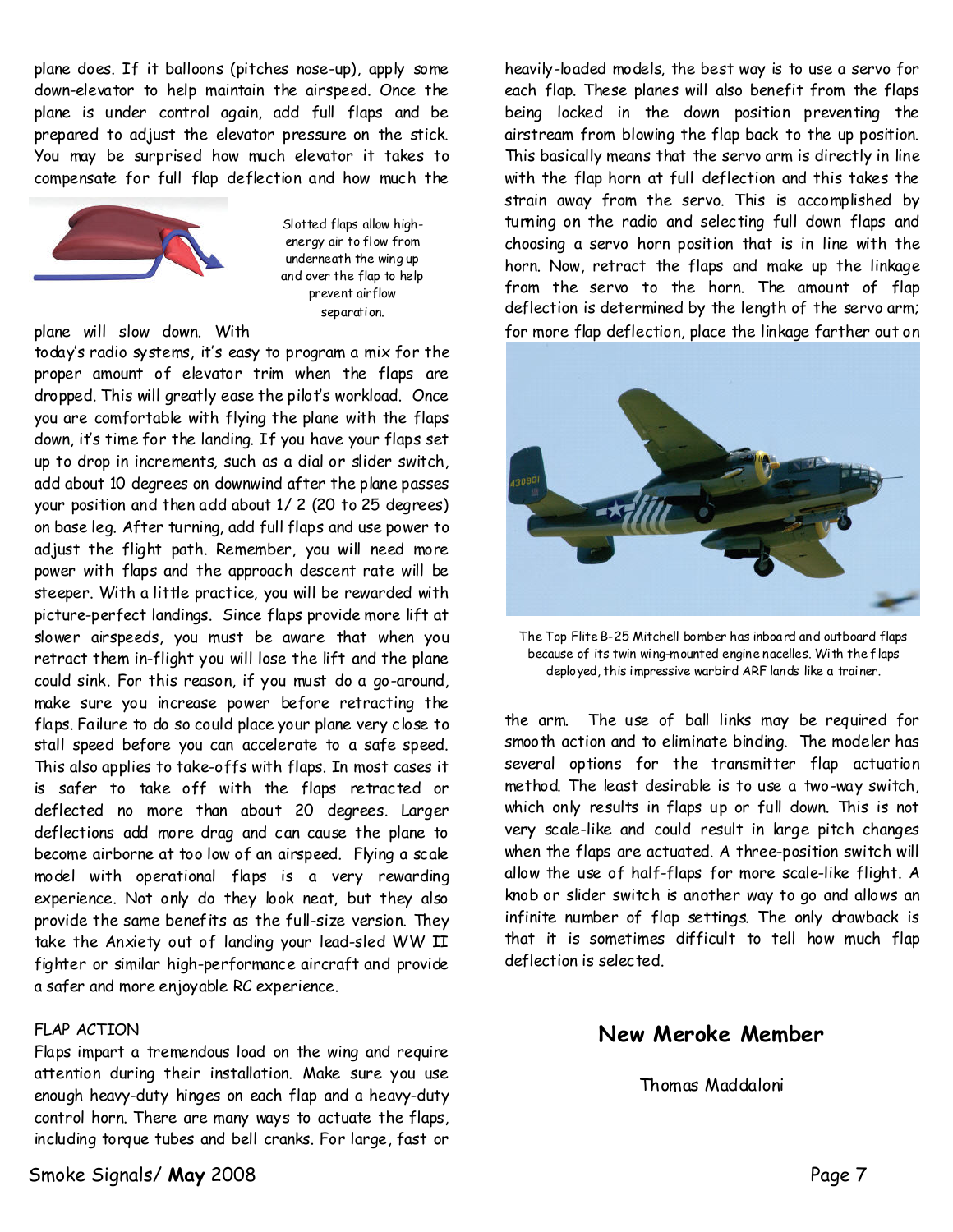plane does. If it balloons (pitches nose-up), apply some down-elevator to help maintain the airspeed. Once the plane is under control again, add full flaps and be prepared to adjust the elevator pressure on the stick. You may be surprised how much elevator it takes to compensate for full flap deflection and how much the plane will slow down. With today's radio systems, it's easy to program a mix for the proper amount of elevator trim when the flaps are dropped. This will greatly ease the pilot's workload. Once you are comfortable with flying the plane with the flaps down, it's time for the landing. If you have your flaps set up to drop in increments, such as a dial or slider switch, add about 10 degrees on downwind after the plane passes your position and then add about 1/2 (20 to 25 degrees) on base leg. After turning, add full flaps and use power to adjust the flight path. Remember, you will need more power with flaps and the approach descent rate will be steeper. With a little practice, you will be rewarded with picture-perfect landings. Since flaps provide more lift at slower airspeeds, you must be aware that when you retract them in-flight you will lose the lift and the plane could sink. For this reason, if you must do a go-around, make sure you increase power before retracting the flaps. Failure to do so could place your plane very close to stall speed before you can accelerate to a safe speed. This also applies to take-offs with flaps. In most cases it is safer to take off with the flaps retracted or deflected no more than about 20 degrees. Larger deflections add more drag and can cause the plane to become airborne at too low of an airspeed. Flying a scale model with operational flaps is a very rewarding experience. Not only do they look neat, but they also provide the same benefits as the full-size version. They take the Anxiety out of landing your lead-sled WW II fighter or similar high-performance aircraft and provide a safer and more enjoyable RC experience.

Slotted flaps allow high-energy air to flow from underneath the wing up and over the flap to help prevent airflow separation.

FLAP ACTION

Flaps impart a tremendous load on the wing and require attention during their installation. Make sure you use enough heavy-duty hinges on each flap and a heavy-duty control horn. There are many ways to actuate the flaps, including torque tubes and bell cranks. For large, fast or heavily-loaded models, the best way is to use a servo for each flap. These planes will also benefit from the flaps being locked in the down position preventing the airstream from blowing the flap back to the up position. This basically means that the servo arm is directly in line with the flap horn at full deflection and this takes the strain away from the servo. This is accomplished by turning on the radio and selecting full down flaps and choosing a servo horn position that is in line with the horn. Now, retract the flaps and make up the linkage from the servo to the horn. The amount of flap deflection is determined by the length of the servo arm; for more flap deflection, place the linkage farther out on the arm. The use of ball links may be required for smooth action and to eliminate binding. The modeler has several options for the transmitter flap actuation method. The least desirable is to use a two-way switch, which only results in flaps up or full down. This is not very scale-like and could result in large pitch changes when the flaps are actuated. A three-position switch will allow the use of half-flaps for more scale-like flight. A knob or slider switch is another way to go and allows an infinite number of flap settings. The only drawback is that it is sometimes difficult to tell how much flap deflection is selected.

The Top Flite B-25 Mitchell bomber has inboard and outboard flaps because of its twin wing-mounted engine nacelles. With the flaps deployed, this impressive warbird ARF lands like a trainer.

## New Meroke Member

Thomas Maddaloni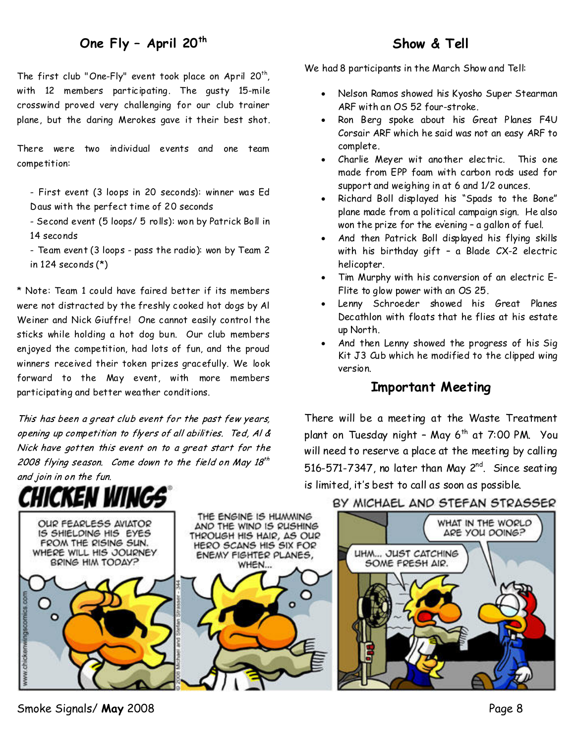## One Fly – April 20th

The first club "One-Fly" event took place on April 20th, with 12 members participating. The gusty 15-mile crosswind proved very challenging for our club trainer plane, but the daring Merokes gave it their best shot.

There were two individual events and one team competition:

- First event (3 loops in 20 seconds): winner was Ed Daus with the perfect time of 20 seconds
- Second event (5 loops/ 5 rolls): won by Patrick Boll in 14 seconds
- Team event (3 loops - pass the radio): won by Team 2 in 124 seconds (*)

* Note: Team 1 could have faired better if its members were not distracted by the freshly cooked hot dogs by Al Weiner and Nick Giuffre! One cannot easily control the sticks while holding a hot dog bun. Our club members enjoyed the competition, had lots of fun, and the proud winners received their token prizes gracefully. We look forward to the May event, with more members participating and better weather conditions.

*This has been a great club event for the past few years, opening up competition to flyers of all abilities. Ted, Al & Nick have gotten this event on to a great start for the 2008 flying season. Come down to the field on May 18th and join in on the fun.*

## Show & Tell

We had 8 participants in the March Show and Tell:

- Nelson Ramos showed his Kyosho Super Stearman ARF with an OS 52 four-stroke.
- Ron Berg spoke about his Great Planes F4U Corsair ARF which he said was not an easy ARF to complete.
- Charlie Meyer wit another electric. This one made from EPP foam with carbon rods used for support and weighing in at 6 and 1/2 ounces.
- Richard Boll displayed his "Spads to the Bone" plane made from a political campaign sign. He also won the prize for the evening – a gallon of fuel.
- And then Patrick Boll displayed his flying skills with his birthday gift – a Blade CX-2 electric helicopter.
- Tim Murphy with his conversion of an electric E-Flite to glow power with an OS 25.
- Lenny Schroeder showed his Great Planes Decathlon with floats that he flies at his estate up North.
- And then Lenny showed the progress of his Sig Kit J3 Cub which he modified to the clipped wing version.

## Important Meeting

There will be a meeting at the Waste Treatment plant on Tuesday night – May 6th at 7:00 PM. You will need to reserve a place at the meeting by calling 516-571-7347, no later than May 2nd. Since seating is limited, it's best to call as soon as possible.

CHICKEN WINGS

BY MICHAEL AND STEFAN STRASSER

OUR FEARLESS AVIATOR IS SHIELDING HIS EYES FROM THE RISING SUN. WHERE WILL HIS JOURNEY BRING HIM TODAY?

THE ENGINE IS HUMMING AND THE WIND IS RUSHING THROUGH HIS HAIR, AS OUR HERO SCANS HIS SIX FOR ENEMY FIGHTER PLANES, WHEN...

WHAT IN THE WORLD ARE YOU DOING?

UHM... JUST CATCHING SOME FRESH AIR.